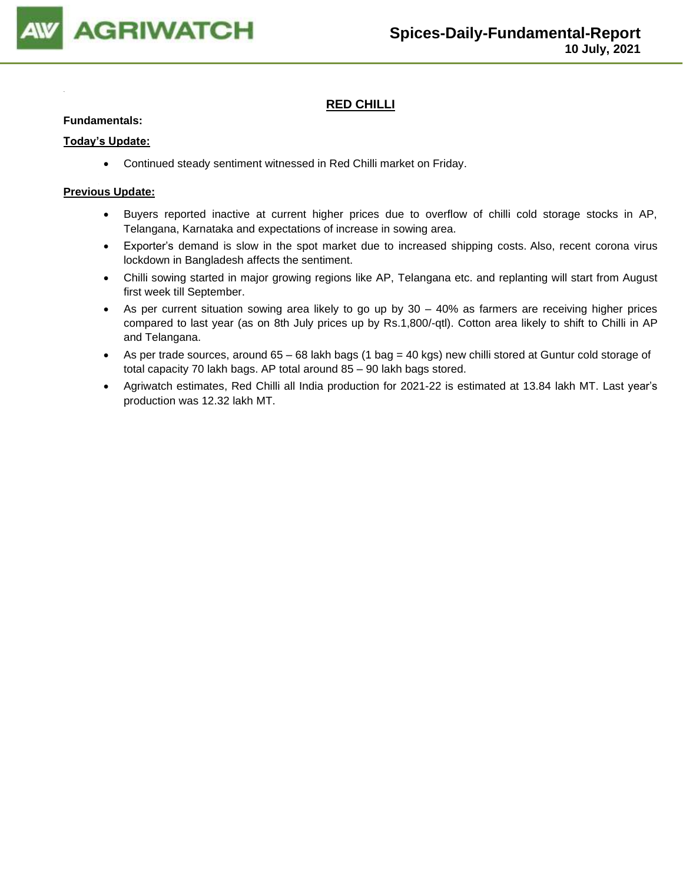# Spices-Daily-Fundamental-Report

**10 July, 2021**

## RED CHILLI

**Fundamentals:**

**Today's Update:**

- Continued steady sentiment witnessed in Red Chilli market on Friday.

**Previous Update:**

- Buyers reported inactive at current higher prices due to overflow of chilli cold storage stocks in AP, Telangana, Karnataka and expectations of increase in sowing area.
- Exporter's demand is slow in the spot market due to increased shipping costs. Also, recent corona virus lockdown in Bangladesh affects the sentiment.
- Chilli sowing started in major growing regions like AP, Telangana etc. and replanting will start from August first week till September.
- As per current situation sowing area likely to go up by 30 – 40% as farmers are receiving higher prices compared to last year (as on 8th July prices up by Rs.1,800/-qtl). Cotton area likely to shift to Chilli in AP and Telangana.
- As per trade sources, around 65 – 68 lakh bags (1 bag = 40 kgs) new chilli stored at Guntur cold storage of total capacity 70 lakh bags. AP total around 85 – 90 lakh bags stored.
- Agriwatch estimates, Red Chilli all India production for 2021-22 is estimated at 13.84 lakh MT. Last year's production was 12.32 lakh MT.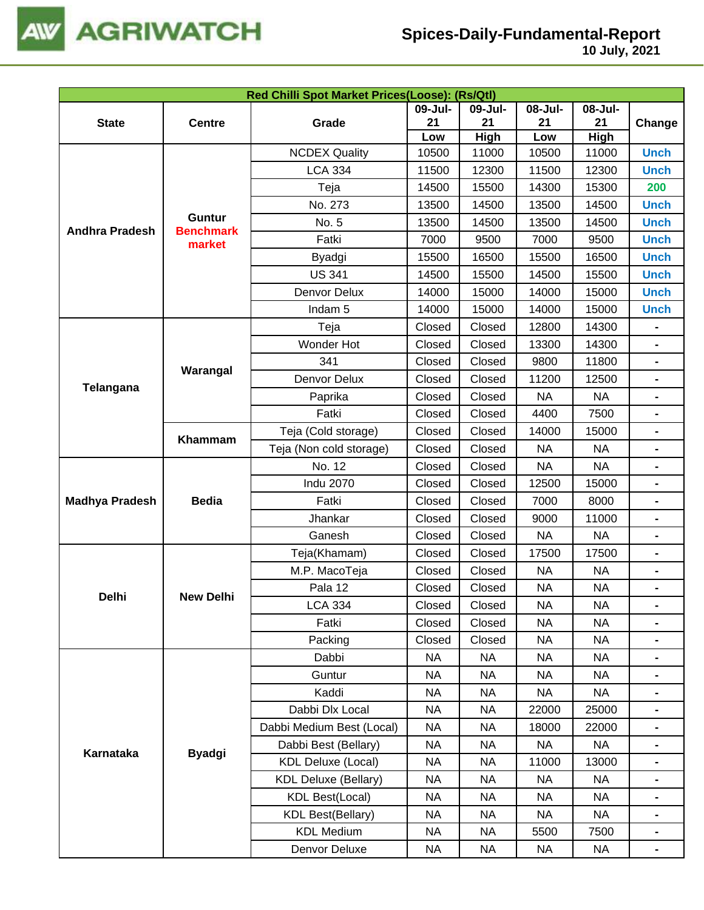| Red Chilli Spot Market Prices(Loose): (Rs/Qtl) | | | | | | | |
|---|---|---|---|---|---|---|---|
| State | Centre | Grade | 09-Jul-21 Low | 09-Jul-21 High | 08-Jul-21 Low | 08-Jul-21 High | Change |
| Andhra Pradesh | Guntur Benchmark market | NCDEX Quality | 10500 | 11000 | 10500 | 11000 | Unch |
| | | LCA 334 | 11500 | 12300 | 11500 | 12300 | Unch |
| | | Teja | 14500 | 15500 | 14300 | 15300 | 200 |
| | | No. 273 | 13500 | 14500 | 13500 | 14500 | Unch |
| | | No. 5 | 13500 | 14500 | 13500 | 14500 | Unch |
| | | Fatki | 7000 | 9500 | 7000 | 9500 | Unch |
| | | Byadgi | 15500 | 16500 | 15500 | 16500 | Unch |
| | | US 341 | 14500 | 15500 | 14500 | 15500 | Unch |
| | | Denvor Delux | 14000 | 15000 | 14000 | 15000 | Unch |
| | | Indam 5 | 14000 | 15000 | 14000 | 15000 | Unch |
| Telangana | Warangal | Teja | Closed | Closed | 12800 | 14300 | - |
| | | Wonder Hot | Closed | Closed | 13300 | 14300 | - |
| | | 341 | Closed | Closed | 9800 | 11800 | - |
| | | Denvor Delux | Closed | Closed | 11200 | 12500 | - |
| | | Paprika | Closed | Closed | NA | NA | - |
| | | Fatki | Closed | Closed | 4400 | 7500 | - |
| | Khammam | Teja (Cold storage) | Closed | Closed | 14000 | 15000 | - |
| | | Teja (Non cold storage) | Closed | Closed | NA | NA | - |
| Madhya Pradesh | Bedia | No. 12 | Closed | Closed | NA | NA | - |
| | | Indu 2070 | Closed | Closed | 12500 | 15000 | - |
| | | Fatki | Closed | Closed | 7000 | 8000 | - |
| | | Jhankar | Closed | Closed | 9000 | 11000 | - |
| | | Ganesh | Closed | Closed | NA | NA | - |
| Delhi | New Delhi | Teja(Khamam) | Closed | Closed | 17500 | 17500 | - |
| | | M.P. MacoTeja | Closed | Closed | NA | NA | - |
| | | Pala 12 | Closed | Closed | NA | NA | - |
| | | LCA 334 | Closed | Closed | NA | NA | - |
| | | Fatki | Closed | Closed | NA | NA | - |
| | | Packing | Closed | Closed | NA | NA | - |
| Karnataka | Byadgi | Dabbi | NA | NA | NA | NA | - |
| | | Guntur | NA | NA | NA | NA | - |
| | | Kaddi | NA | NA | NA | NA | - |
| | | Dabbi Dlx Local | NA | NA | 22000 | 25000 | - |
| | | Dabbi Medium Best (Local) | NA | NA | 18000 | 22000 | - |
| | | Dabbi Best (Bellary) | NA | NA | NA | NA | - |
| | | KDL Deluxe (Local) | NA | NA | 11000 | 13000 | - |
| | | KDL Deluxe (Bellary) | NA | NA | NA | NA | - |
| | | KDL Best(Local) | NA | NA | NA | NA | - |
| | | KDL Best(Bellary) | NA | NA | NA | NA | - |
| | | KDL Medium | NA | NA | 5500 | 7500 | - |
| | | Denvor Deluxe | NA | NA | NA | NA | - |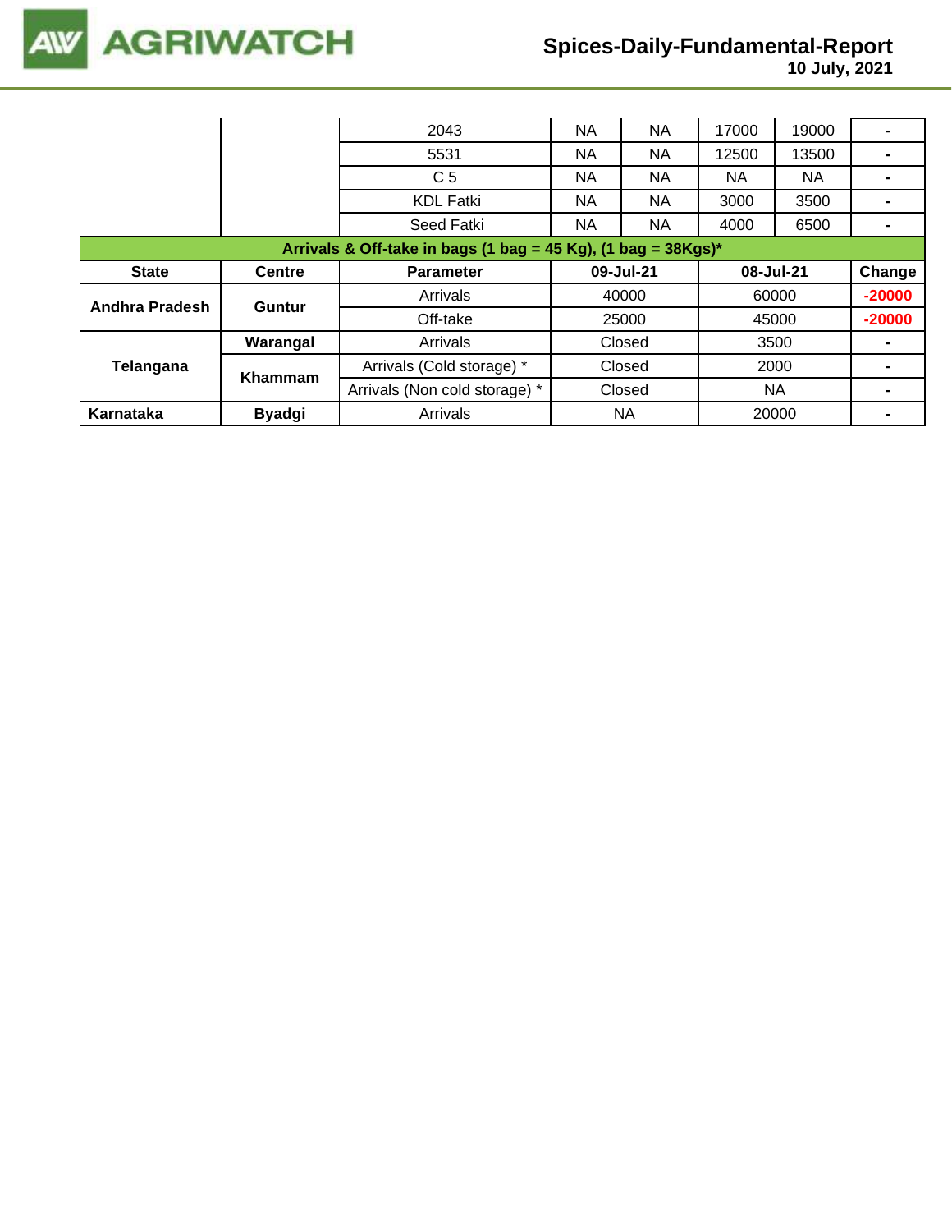| | | | | | | | |
|---|---|---|---|---|---|---|---|
| | | 2043 | NA | NA | 17000 | 19000 | - |
| | | 5531 | NA | NA | 12500 | 13500 | - |
| | | C 5 | NA | NA | NA | NA | - |
| | | KDL Fatki | NA | NA | 3000 | 3500 | - |
| | | Seed Fatki | NA | NA | 4000 | 6500 | - |

**Arrivals & Off-take in bags (1 bag = 45 Kg), (1 bag = 38Kgs)***

| State | Centre | Parameter | 09-Jul-21 | 08-Jul-21 | Change |
|---|---|---|---|---|---|
| Andhra Pradesh | Guntur | Arrivals | 40000 | 60000 | -20000 |
| | | Off-take | 25000 | 45000 | -20000 |
| Telangana | Warangal | Arrivals | Closed | 3500 | - |
| | Khammam | Arrivals (Cold storage) * | Closed | 2000 | - |
| | | Arrivals (Non cold storage) * | Closed | NA | - |
| Karnataka | Byadgi | Arrivals | NA | 20000 | - |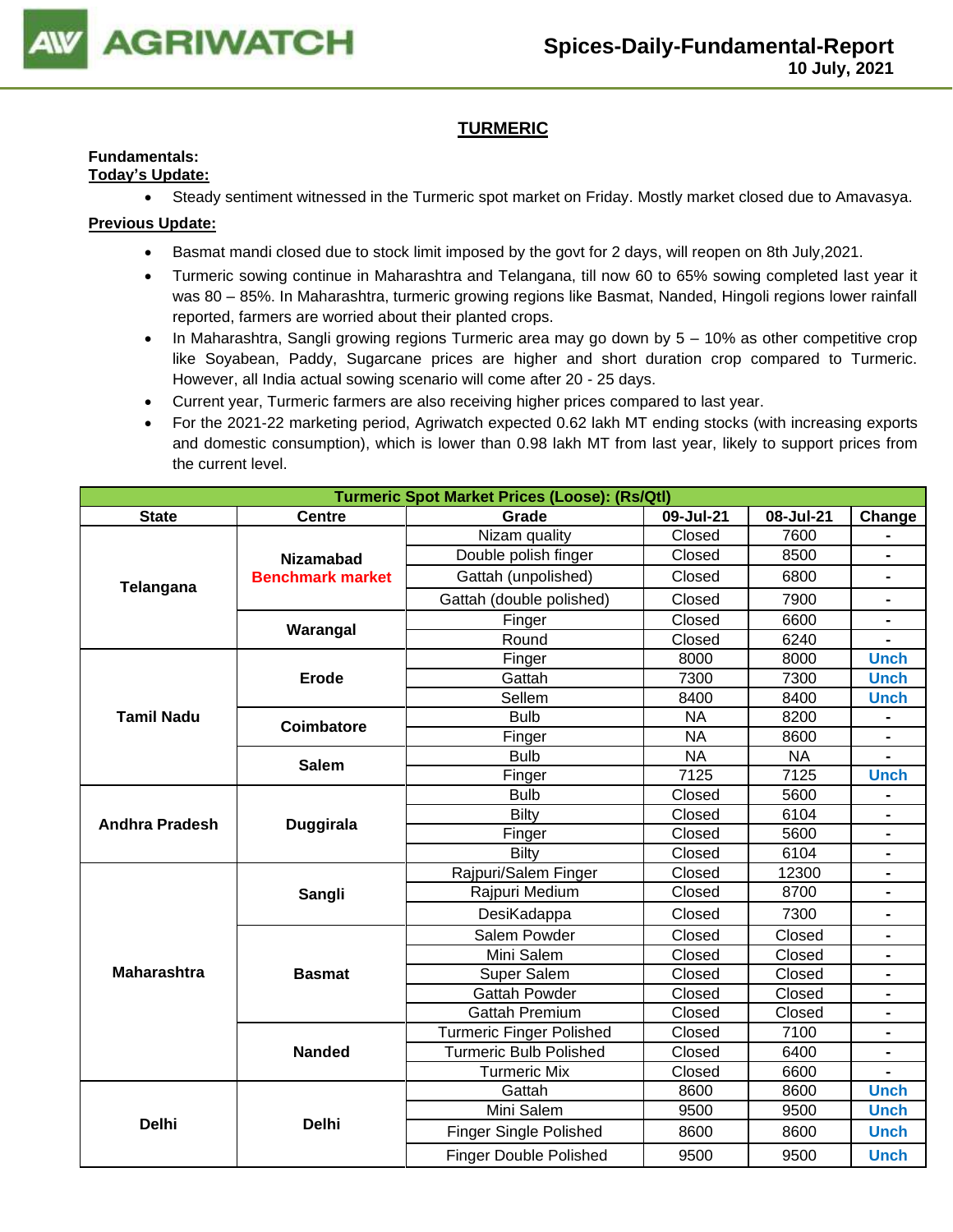## TURMERIC

**Fundamentals:**

**Today's Update:**

- Steady sentiment witnessed in the Turmeric spot market on Friday. Mostly market closed due to Amavasya.

**Previous Update:**

- Basmat mandi closed due to stock limit imposed by the govt for 2 days, will reopen on 8th July,2021.
- Turmeric sowing continue in Maharashtra and Telangana, till now 60 to 65% sowing completed last year it was 80 – 85%. In Maharashtra, turmeric growing regions like Basmat, Nanded, Hingoli regions lower rainfall reported, farmers are worried about their planted crops.
- In Maharashtra, Sangli growing regions Turmeric area may go down by 5 – 10% as other competitive crop like Soyabean, Paddy, Sugarcane prices are higher and short duration crop compared to Turmeric. However, all India actual sowing scenario will come after 20 - 25 days.
- Current year, Turmeric farmers are also receiving higher prices compared to last year.
- For the 2021-22 marketing period, Agriwatch expected 0.62 lakh MT ending stocks (with increasing exports and domestic consumption), which is lower than 0.98 lakh MT from last year, likely to support prices from the current level.

**Turmeric Spot Market Prices (Loose): (Rs/Qtl)**

| State | Centre | Grade | 09-Jul-21 | 08-Jul-21 | Change |
|---|---|---|---|---|---|
| Telangana | Nizamabad Benchmark market | Nizam quality | Closed | 7600 | - |
| | | Double polish finger | Closed | 8500 | - |
| | | Gattah (unpolished) | Closed | 6800 | - |
| | | Gattah (double polished) | Closed | 7900 | - |
| | Warangal | Finger | Closed | 6600 | - |
| | | Round | Closed | 6240 | - |
| Tamil Nadu | Erode | Finger | 8000 | 8000 | Unch |
| | | Gattah | 7300 | 7300 | Unch |
| | | Sellem | 8400 | 8400 | Unch |
| | Coimbatore | Bulb | NA | 8200 | - |
| | | Finger | NA | 8600 | - |
| | Salem | Bulb | NA | NA | - |
| | | Finger | 7125 | 7125 | Unch |
| Andhra Pradesh | Duggirala | Bulb | Closed | 5600 | - |
| | | Bilty | Closed | 6104 | - |
| | | Finger | Closed | 5600 | - |
| | | Bilty | Closed | 6104 | - |
| Maharashtra | Sangli | Rajpuri/Salem Finger | Closed | 12300 | - |
| | | Rajpuri Medium | Closed | 8700 | - |
| | | DesiKadappa | Closed | 7300 | - |
| | Basmat | Salem Powder | Closed | Closed | - |
| | | Mini Salem | Closed | Closed | - |
| | | Super Salem | Closed | Closed | - |
| | | Gattah Powder | Closed | Closed | - |
| | | Gattah Premium | Closed | Closed | - |
| | Nanded | Turmeric Finger Polished | Closed | 7100 | - |
| | | Turmeric Bulb Polished | Closed | 6400 | - |
| | | Turmeric Mix | Closed | 6600 | - |
| Delhi | Delhi | Gattah | 8600 | 8600 | Unch |
| | | Mini Salem | 9500 | 9500 | Unch |
| | | Finger Single Polished | 8600 | 8600 | Unch |
| | | Finger Double Polished | 9500 | 9500 | Unch |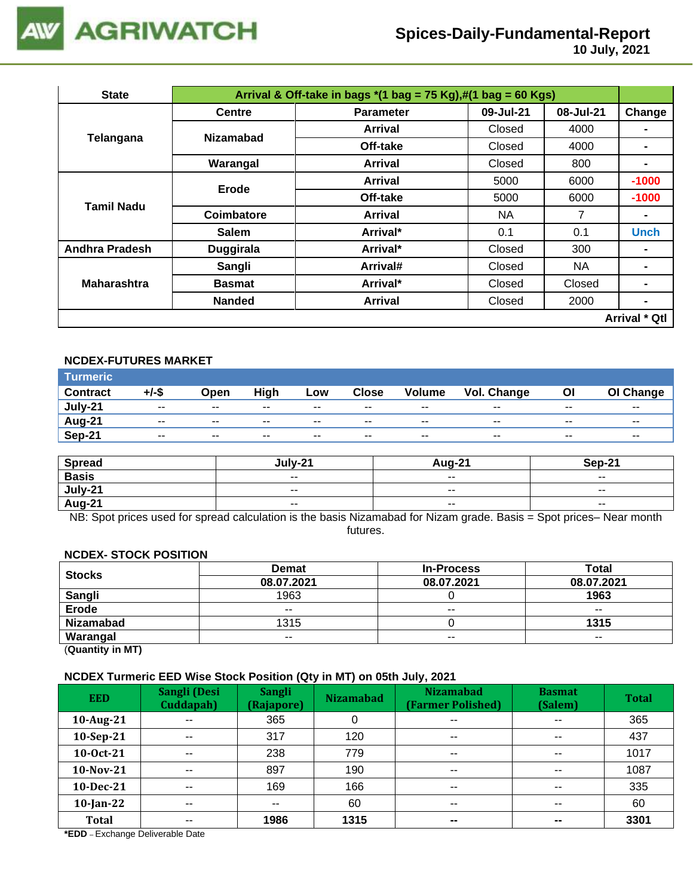| State | Arrival & Off-take in bags *(1 bag = 75 Kg),#(1 bag = 60 Kgs) | | | | |
|---|---|---|---|---|---|
| | Centre | Parameter | 09-Jul-21 | 08-Jul-21 | Change |
| Telangana | Nizamabad | Arrival | Closed | 4000 | - |
| | | Off-take | Closed | 4000 | - |
| | Warangal | Arrival | Closed | 800 | - |
| Tamil Nadu | Erode | Arrival | 5000 | 6000 | -1000 |
| | | Off-take | 5000 | 6000 | -1000 |
| | Coimbatore | Arrival | NA | 7 | - |
| | Salem | Arrival* | 0.1 | 0.1 | Unch |
| Andhra Pradesh | Duggirala | Arrival* | Closed | 300 | - |
| Maharashtra | Sangli | Arrival# | Closed | NA | - |
| | Basmat | Arrival* | Closed | Closed | - |
| | Nanded | Arrival | Closed | 2000 | - |
| | | | | | Arrival * Qtl |

## NCDEX-FUTURES MARKET

**Turmeric**

| Contract | +/-$ | Open | High | Low | Close | Volume | Vol. Change | OI | OI Change |
|---|---|---|---|---|---|---|---|---|---|
| July-21 | -- | -- | -- | -- | -- | -- | -- | -- | -- |
| Aug-21 | -- | -- | -- | -- | -- | -- | -- | -- | -- |
| Sep-21 | -- | -- | -- | -- | -- | -- | -- | -- | -- |

| Spread | July-21 | Aug-21 | Sep-21 |
|---|---|---|---|
| Basis | -- | -- | -- |
| July-21 | -- | -- | -- |
| Aug-21 | -- | -- | -- |

NB: Spot prices used for spread calculation is the basis Nizamabad for Nizam grade. Basis = Spot prices– Near month futures.

## NCDEX- STOCK POSITION

| Stocks | Demat | In-Process | Total |
|---|---|---|---|
| | 08.07.2021 | 08.07.2021 | 08.07.2021 |
| Sangli | 1963 | 0 | **1963** |
| Erode | -- | -- | -- |
| Nizamabad | 1315 | 0 | **1315** |
| Warangal | -- | -- | -- |

(**Quantity in MT**)

## NCDEX Turmeric EED Wise Stock Position (Qty in MT) on 05th July, 2021

| EED | Sangli (Desi Cuddapah) | Sangli (Rajapore) | Nizamabad | Nizamabad (Farmer Polished) | Basmat (Salem) | Total |
|---|---|---|---|---|---|---|
| 10-Aug-21 | -- | 365 | 0 | -- | -- | 365 |
| 10-Sep-21 | -- | 317 | 120 | -- | -- | 437 |
| 10-Oct-21 | -- | 238 | 779 | -- | -- | 1017 |
| 10-Nov-21 | -- | 897 | 190 | -- | -- | 1087 |
| 10-Dec-21 | -- | 169 | 166 | -- | -- | 335 |
| 10-Jan-22 | -- | -- | 60 | -- | -- | 60 |
| Total | -- | **1986** | **1315** | **--** | **--** | **3301** |

***EDD** – Exchange Deliverable Date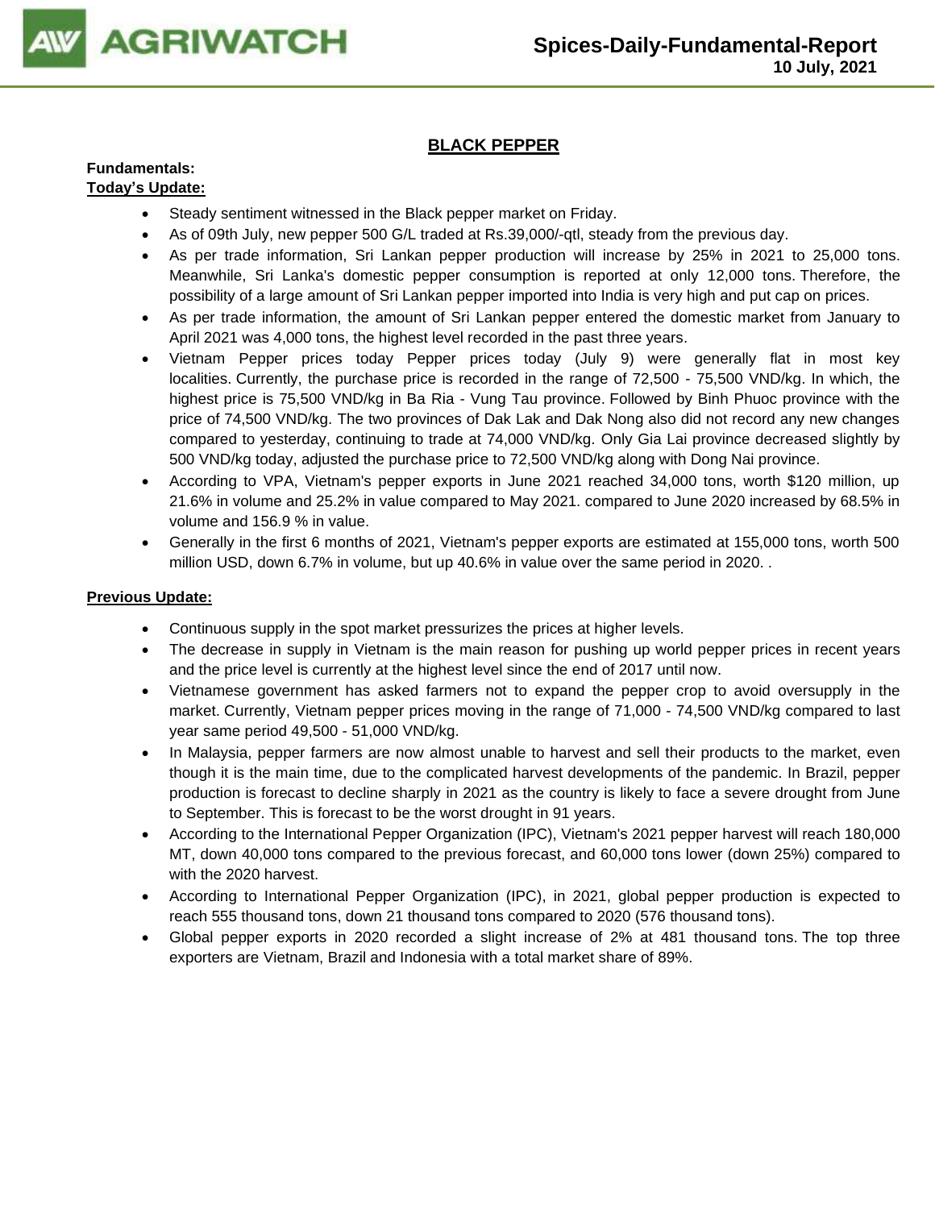## BLACK PEPPER

**Fundamentals:**

**Today's Update:**

- Steady sentiment witnessed in the Black pepper market on Friday.
- As of 09th July, new pepper 500 G/L traded at Rs.39,000/-qtl, steady from the previous day.
- As per trade information, Sri Lankan pepper production will increase by 25% in 2021 to 25,000 tons. Meanwhile, Sri Lanka's domestic pepper consumption is reported at only 12,000 tons. Therefore, the possibility of a large amount of Sri Lankan pepper imported into India is very high and put cap on prices.
- As per trade information, the amount of Sri Lankan pepper entered the domestic market from January to April 2021 was 4,000 tons, the highest level recorded in the past three years.
- Vietnam Pepper prices today Pepper prices today (July 9) were generally flat in most key localities. Currently, the purchase price is recorded in the range of 72,500 - 75,500 VND/kg. In which, the highest price is 75,500 VND/kg in Ba Ria - Vung Tau province. Followed by Binh Phuoc province with the price of 74,500 VND/kg. The two provinces of Dak Lak and Dak Nong also did not record any new changes compared to yesterday, continuing to trade at 74,000 VND/kg. Only Gia Lai province decreased slightly by 500 VND/kg today, adjusted the purchase price to 72,500 VND/kg along with Dong Nai province.
- According to VPA, Vietnam's pepper exports in June 2021 reached 34,000 tons, worth $120 million, up 21.6% in volume and 25.2% in value compared to May 2021. compared to June 2020 increased by 68.5% in volume and 156.9 % in value.
- Generally in the first 6 months of 2021, Vietnam's pepper exports are estimated at 155,000 tons, worth 500 million USD, down 6.7% in volume, but up 40.6% in value over the same period in 2020. .

**Previous Update:**

- Continuous supply in the spot market pressurizes the prices at higher levels.
- The decrease in supply in Vietnam is the main reason for pushing up world pepper prices in recent years and the price level is currently at the highest level since the end of 2017 until now.
- Vietnamese government has asked farmers not to expand the pepper crop to avoid oversupply in the market. Currently, Vietnam pepper prices moving in the range of 71,000 - 74,500 VND/kg compared to last year same period 49,500 - 51,000 VND/kg.
- In Malaysia, pepper farmers are now almost unable to harvest and sell their products to the market, even though it is the main time, due to the complicated harvest developments of the pandemic. In Brazil, pepper production is forecast to decline sharply in 2021 as the country is likely to face a severe drought from June to September. This is forecast to be the worst drought in 91 years.
- According to the International Pepper Organization (IPC), Vietnam's 2021 pepper harvest will reach 180,000 MT, down 40,000 tons compared to the previous forecast, and 60,000 tons lower (down 25%) compared to with the 2020 harvest.
- According to International Pepper Organization (IPC), in 2021, global pepper production is expected to reach 555 thousand tons, down 21 thousand tons compared to 2020 (576 thousand tons).
- Global pepper exports in 2020 recorded a slight increase of 2% at 481 thousand tons. The top three exporters are Vietnam, Brazil and Indonesia with a total market share of 89%.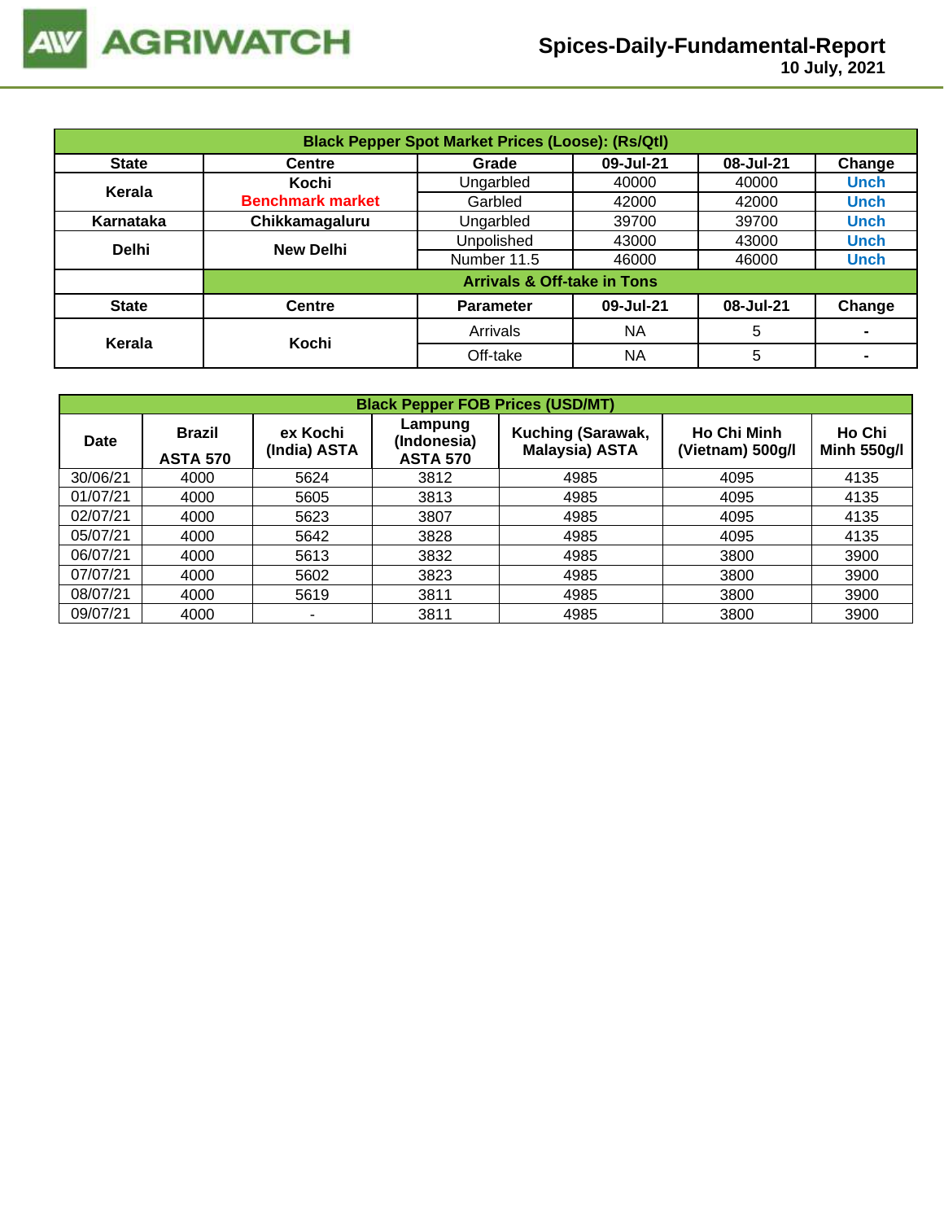| Black Pepper Spot Market Prices (Loose): (Rs/Qtl) | | | | | |
|---|---|---|---|---|---|
| State | Centre | Grade | 09-Jul-21 | 08-Jul-21 | Change |
| Kerala | Kochi Benchmark market | Ungarbled | 40000 | 40000 | Unch |
| | | Garbled | 42000 | 42000 | Unch |
| Karnataka | Chikkamagaluru | Ungarbled | 39700 | 39700 | Unch |
| Delhi | New Delhi | Unpolished | 43000 | 43000 | Unch |
| | | Number 11.5 | 46000 | 46000 | Unch |
| | Arrivals & Off-take in Tons | | | | |
| State | Centre | Parameter | 09-Jul-21 | 08-Jul-21 | Change |
| Kerala | Kochi | Arrivals | NA | 5 | - |
| | | Off-take | NA | 5 | - |

| Black Pepper FOB Prices (USD/MT) | | | | | | |
|---|---|---|---|---|---|---|
| Date | Brazil ASTA 570 | ex Kochi (India) ASTA | Lampung (Indonesia) ASTA 570 | Kuching (Sarawak, Malaysia) ASTA | Ho Chi Minh (Vietnam) 500g/l | Ho Chi Minh 550g/l |
| 30/06/21 | 4000 | 5624 | 3812 | 4985 | 4095 | 4135 |
| 01/07/21 | 4000 | 5605 | 3813 | 4985 | 4095 | 4135 |
| 02/07/21 | 4000 | 5623 | 3807 | 4985 | 4095 | 4135 |
| 05/07/21 | 4000 | 5642 | 3828 | 4985 | 4095 | 4135 |
| 06/07/21 | 4000 | 5613 | 3832 | 4985 | 3800 | 3900 |
| 07/07/21 | 4000 | 5602 | 3823 | 4985 | 3800 | 3900 |
| 08/07/21 | 4000 | 5619 | 3811 | 4985 | 3800 | 3900 |
| 09/07/21 | 4000 | - | 3811 | 4985 | 3800 | 3900 |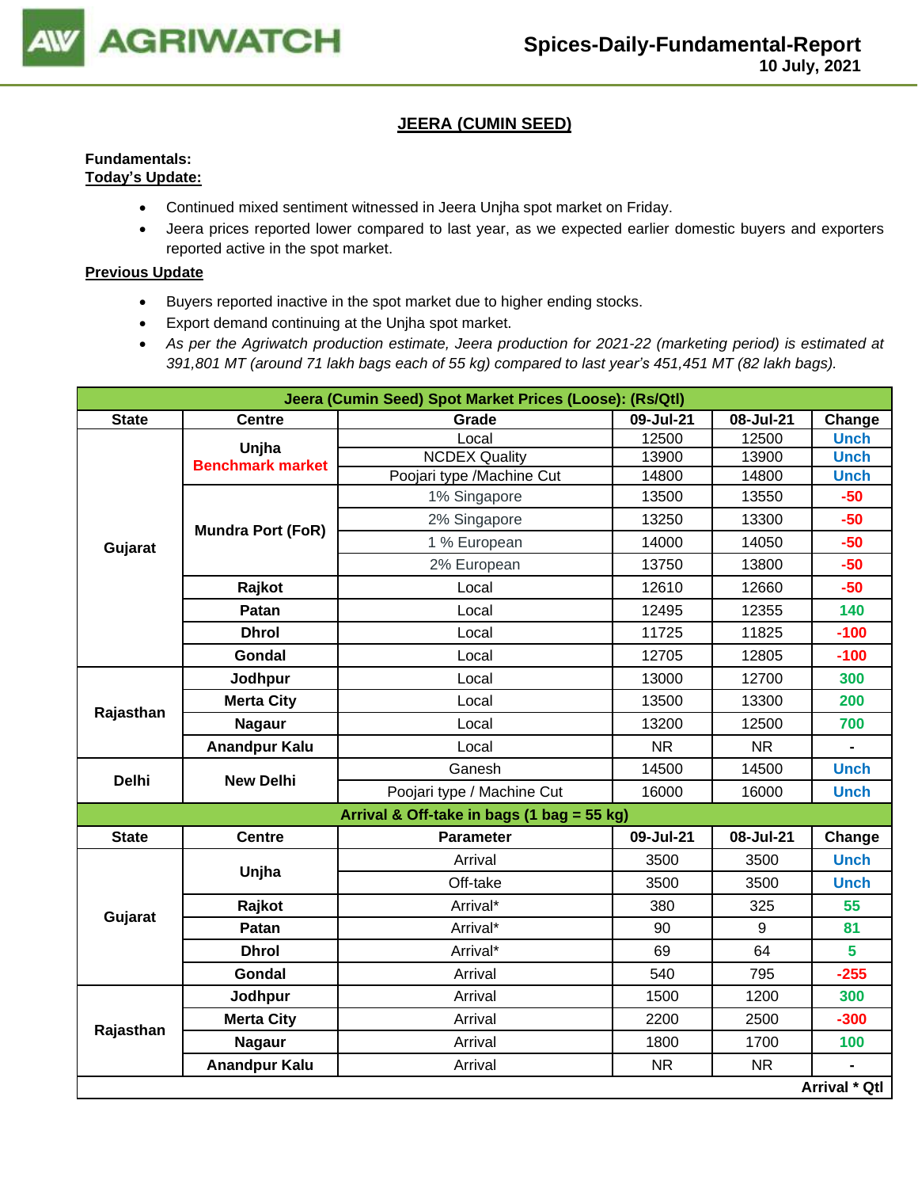## JEERA (CUMIN SEED)

**Fundamentals:**

**Today's Update:**

- Continued mixed sentiment witnessed in Jeera Unjha spot market on Friday.
- Jeera prices reported lower compared to last year, as we expected earlier domestic buyers and exporters reported active in the spot market.

**Previous Update**

- Buyers reported inactive in the spot market due to higher ending stocks.
- Export demand continuing at the Unjha spot market.
- *As per the Agriwatch production estimate, Jeera production for 2021-22 (marketing period) is estimated at 391,801 MT (around 71 lakh bags each of 55 kg) compared to last year's 451,451 MT (82 lakh bags).*

| Jeera (Cumin Seed) Spot Market Prices (Loose): (Rs/Qtl) | | | | | |
|---|---|---|---|---|---|
| **State** | **Centre** | **Grade** | **09-Jul-21** | **08-Jul-21** | **Change** |
| Gujarat | Unjha Benchmark market | Local | 12500 | 12500 | Unch |
| | | NCDEX Quality | 13900 | 13900 | Unch |
| | | Poojari type /Machine Cut | 14800 | 14800 | Unch |
| | Mundra Port (FoR) | 1% Singapore | 13500 | 13550 | -50 |
| | | 2% Singapore | 13250 | 13300 | -50 |
| | | 1 % European | 14000 | 14050 | -50 |
| | | 2% European | 13750 | 13800 | -50 |
| | Rajkot | Local | 12610 | 12660 | -50 |
| | Patan | Local | 12495 | 12355 | 140 |
| | Dhrol | Local | 11725 | 11825 | -100 |
| | Gondal | Local | 12705 | 12805 | -100 |
| Rajasthan | Jodhpur | Local | 13000 | 12700 | 300 |
| | Merta City | Local | 13500 | 13300 | 200 |
| | Nagaur | Local | 13200 | 12500 | 700 |
| | Anandpur Kalu | Local | NR | NR | - |
| Delhi | New Delhi | Ganesh | 14500 | 14500 | Unch |
| | | Poojari type / Machine Cut | 16000 | 16000 | Unch |

| Arrival & Off-take in bags (1 bag = 55 kg) | | | | | |
|---|---|---|---|---|---|
| **State** | **Centre** | **Parameter** | **09-Jul-21** | **08-Jul-21** | **Change** |
| Gujarat | Unjha | Arrival | 3500 | 3500 | Unch |
| | | Off-take | 3500 | 3500 | Unch |
| | Rajkot | Arrival* | 380 | 325 | 55 |
| | Patan | Arrival* | 90 | 9 | 81 |
| | Dhrol | Arrival* | 69 | 64 | 5 |
| | Gondal | Arrival | 540 | 795 | -255 |
| Rajasthan | Jodhpur | Arrival | 1500 | 1200 | 300 |
| | Merta City | Arrival | 2200 | 2500 | -300 |
| | Nagaur | Arrival | 1800 | 1700 | 100 |
| | Anandpur Kalu | Arrival | NR | NR | - |
| | | | | | Arrival * Qtl |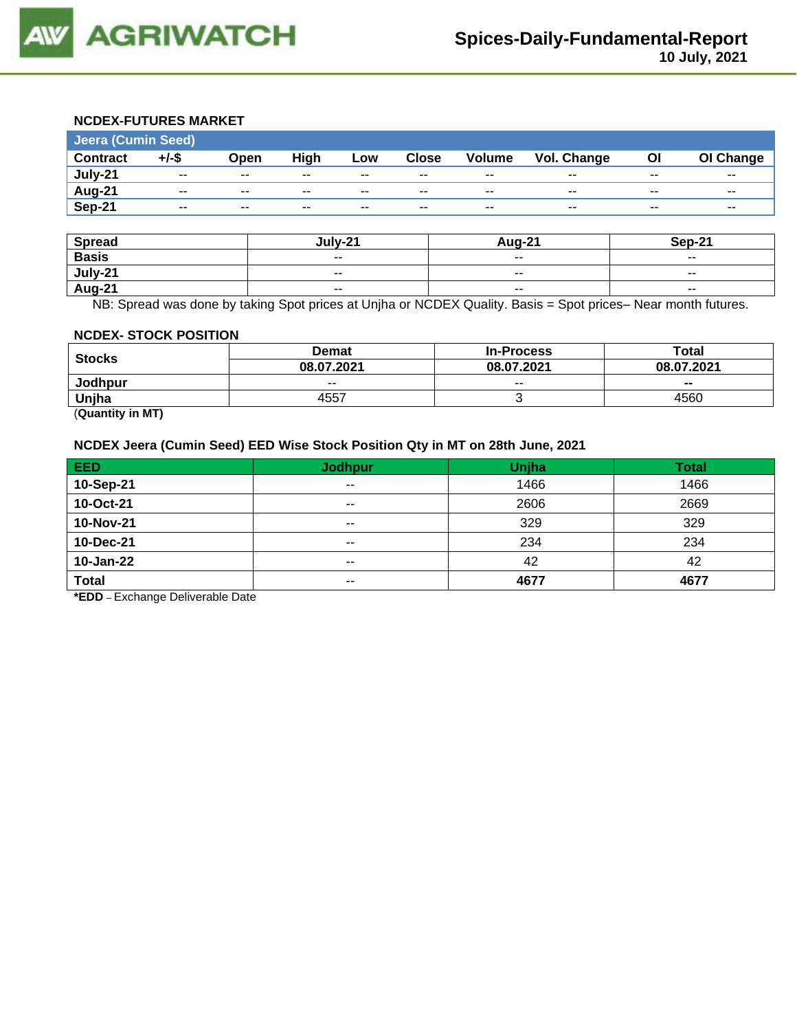## NCDEX-FUTURES MARKET

| Jeera (Cumin Seed) | | | | | | | | | |
|---|---|---|---|---|---|---|---|---|---|
| Contract | +/-$ | Open | High | Low | Close | Volume | Vol. Change | OI | OI Change |
| July-21 | -- | -- | -- | -- | -- | -- | -- | -- | -- |
| Aug-21 | -- | -- | -- | -- | -- | -- | -- | -- | -- |
| Sep-21 | -- | -- | -- | -- | -- | -- | -- | -- | -- |

| Spread | July-21 | Aug-21 | Sep-21 |
|---|---|---|---|
| Basis | -- | -- | -- |
| July-21 | -- | -- | -- |
| Aug-21 | -- | -- | -- |

NB: Spread was done by taking Spot prices at Unjha or NCDEX Quality. Basis = Spot prices– Near month futures.

## NCDEX- STOCK POSITION

| Stocks | Demat | In-Process | Total |
|---|---|---|---|
| | 08.07.2021 | 08.07.2021 | 08.07.2021 |
| Jodhpur | -- | -- | -- |
| Unjha | 4557 | 3 | 4560 |

(**Quantity in MT**)

## NCDEX Jeera (Cumin Seed) EED Wise Stock Position Qty in MT on 28th June, 2021

| EED | Jodhpur | Unjha | Total |
|---|---|---|---|
| 10-Sep-21 | -- | 1466 | 1466 |
| 10-Oct-21 | -- | 2606 | 2669 |
| 10-Nov-21 | -- | 329 | 329 |
| 10-Dec-21 | -- | 234 | 234 |
| 10-Jan-22 | -- | 42 | 42 |
| **Total** | -- | **4677** | **4677** |

***EDD** – Exchange Deliverable Date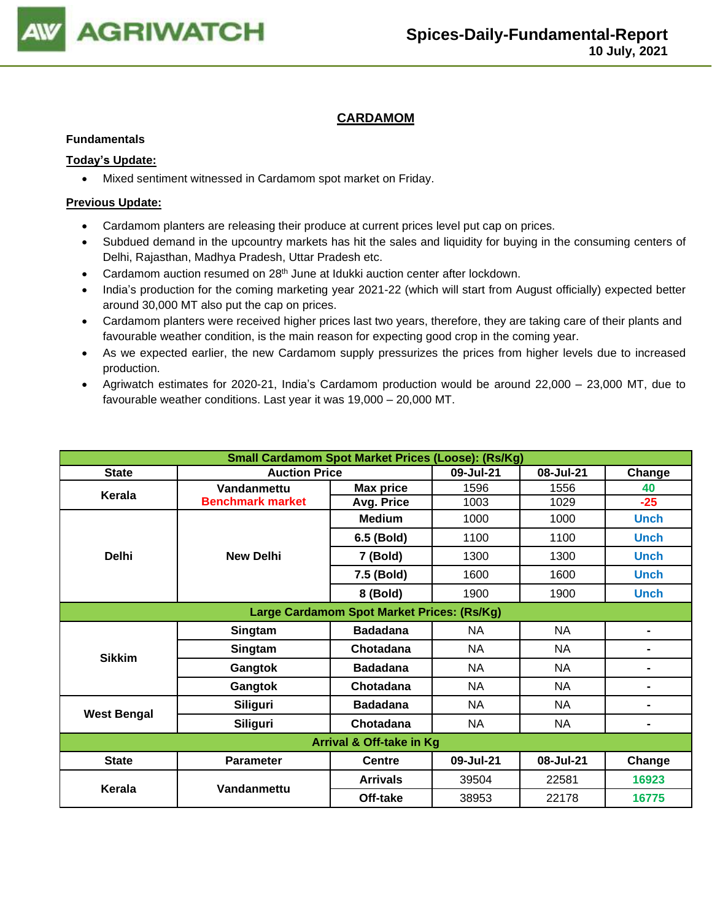## CARDAMOM

**Fundamentals**

**Today's Update:**

- Mixed sentiment witnessed in Cardamom spot market on Friday.

**Previous Update:**

- Cardamom planters are releasing their produce at current prices level put cap on prices.
- Subdued demand in the upcountry markets has hit the sales and liquidity for buying in the consuming centers of Delhi, Rajasthan, Madhya Pradesh, Uttar Pradesh etc.
- Cardamom auction resumed on 28th June at Idukki auction center after lockdown.
- India's production for the coming marketing year 2021-22 (which will start from August officially) expected better around 30,000 MT also put the cap on prices.
- Cardamom planters were received higher prices last two years, therefore, they are taking care of their plants and favourable weather condition, is the main reason for expecting good crop in the coming year.
- As we expected earlier, the new Cardamom supply pressurizes the prices from higher levels due to increased production.
- Agriwatch estimates for 2020-21, India's Cardamom production would be around 22,000 – 23,000 MT, due to favourable weather conditions. Last year it was 19,000 – 20,000 MT.

| Small Cardamom Spot Market Prices (Loose): (Rs/Kg) | | | | | |
|---|---|---|---|---|---|
| State | Auction Price | | 09-Jul-21 | 08-Jul-21 | Change |
| Kerala | Vandanmettu Benchmark market | Max price | 1596 | 1556 | 40 |
| | | Avg. Price | 1003 | 1029 | -25 |
| Delhi | New Delhi | Medium | 1000 | 1000 | Unch |
| | | 6.5 (Bold) | 1100 | 1100 | Unch |
| | | 7 (Bold) | 1300 | 1300 | Unch |
| | | 7.5 (Bold) | 1600 | 1600 | Unch |
| | | 8 (Bold) | 1900 | 1900 | Unch |
| **Large Cardamom Spot Market Prices: (Rs/Kg)** | | | | | |
| Sikkim | Singtam | Badadana | NA | NA | - |
| | Singtam | Chotadana | NA | NA | - |
| | Gangtok | Badadana | NA | NA | - |
| | Gangtok | Chotadana | NA | NA | - |
| West Bengal | Siliguri | Badadana | NA | NA | - |
| | Siliguri | Chotadana | NA | NA | - |
| **Arrival & Off-take in Kg** | | | | | |
| State | Parameter | Centre | 09-Jul-21 | 08-Jul-21 | Change |
| Kerala | Vandanmettu | Arrivals | 39504 | 22581 | 16923 |
| | | Off-take | 38953 | 22178 | 16775 |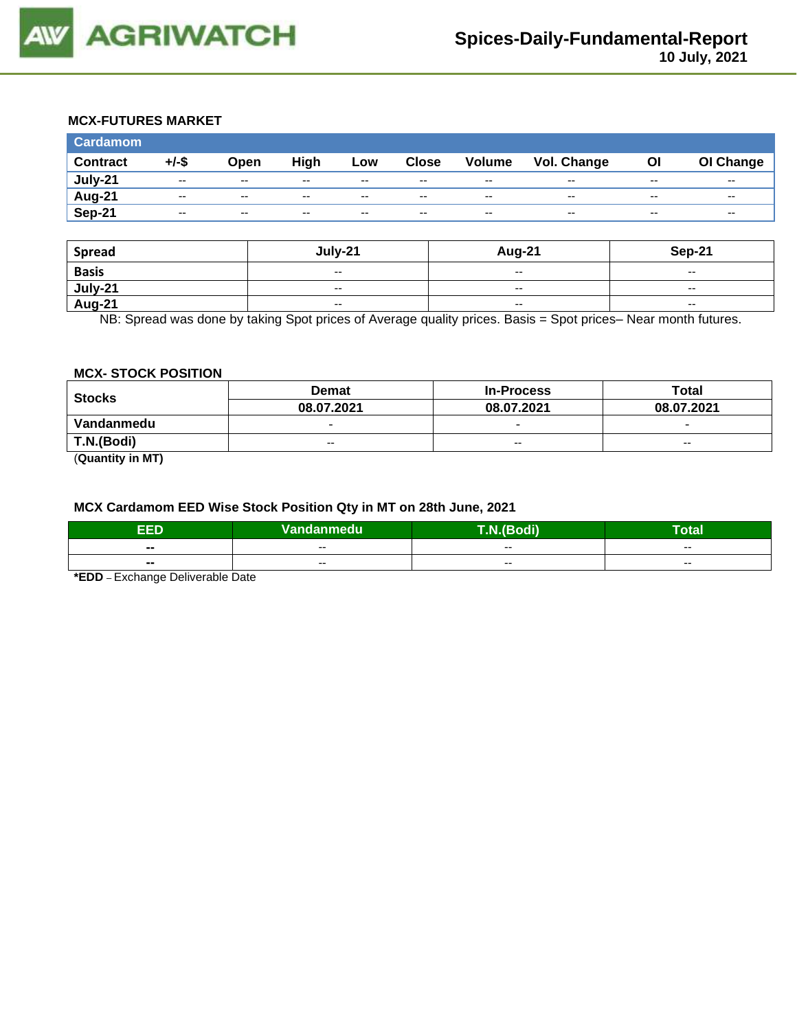## MCX-FUTURES MARKET

| Cardamom | | | | | | | | | |
|---|---|---|---|---|---|---|---|---|---|
| **Contract** | **+/-$** | **Open** | **High** | **Low** | **Close** | **Volume** | **Vol. Change** | **OI** | **OI Change** |
| **July-21** | -- | -- | -- | -- | -- | -- | -- | -- | -- |
| **Aug-21** | -- | -- | -- | -- | -- | -- | -- | -- | -- |
| **Sep-21** | -- | -- | -- | -- | -- | -- | -- | -- | -- |

| Spread | July-21 | Aug-21 | Sep-21 |
|---|---|---|---|
| **Basis** | -- | -- | -- |
| **July-21** | -- | -- | -- |
| **Aug-21** | -- | -- | -- |

NB: Spread was done by taking Spot prices of Average quality prices. Basis = Spot prices– Near month futures.

## MCX- STOCK POSITION

| Stocks | Demat | In-Process | Total |
|---|---|---|---|
| | **08.07.2021** | **08.07.2021** | **08.07.2021** |
| **Vandanmedu** | - | - | - |
| **T.N.(Bodi)** | -- | -- | -- |

(**Quantity in MT)**

## MCX Cardamom EED Wise Stock Position Qty in MT on 28th June, 2021

| EED | Vandanmedu | T.N.(Bodi) | Total |
|---|---|---|---|
| **--** | -- | -- | -- |
| **--** | -- | -- | -- |

***EDD** – Exchange Deliverable Date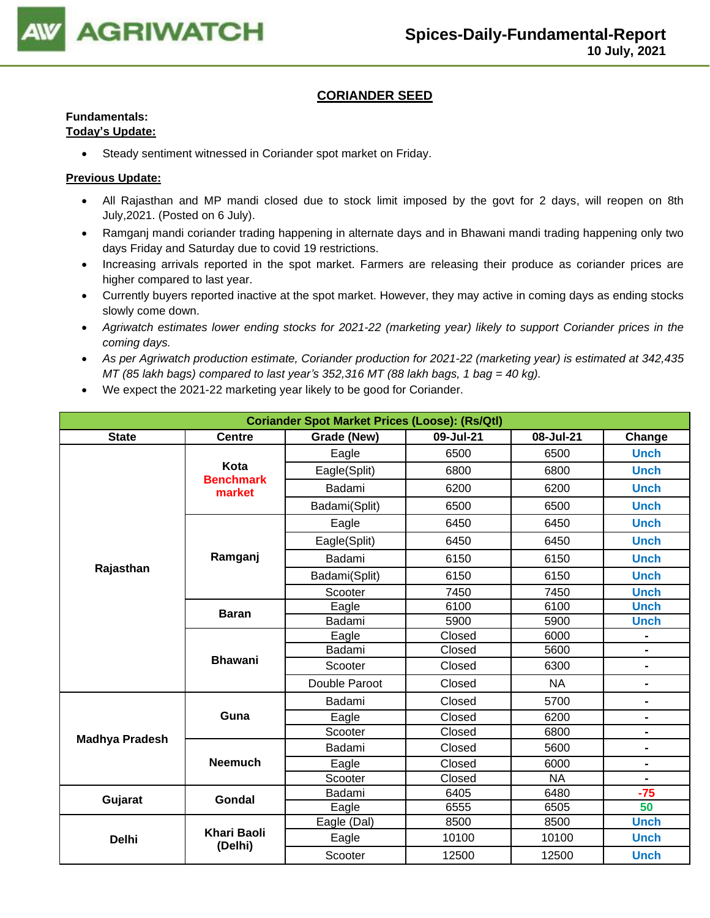## CORIANDER SEED

**Fundamentals:**

**Today's Update:**

- Steady sentiment witnessed in Coriander spot market on Friday.

**Previous Update:**

- All Rajasthan and MP mandi closed due to stock limit imposed by the govt for 2 days, will reopen on 8th July,2021. (Posted on 6 July).
- Ramganj mandi coriander trading happening in alternate days and in Bhawani mandi trading happening only two days Friday and Saturday due to covid 19 restrictions.
- Increasing arrivals reported in the spot market. Farmers are releasing their produce as coriander prices are higher compared to last year.
- Currently buyers reported inactive at the spot market. However, they may active in coming days as ending stocks slowly come down.
- *Agriwatch estimates lower ending stocks for 2021-22 (marketing year) likely to support Coriander prices in the coming days.*
- *As per Agriwatch production estimate, Coriander production for 2021-22 (marketing year) is estimated at 342,435 MT (85 lakh bags) compared to last year's 352,316 MT (88 lakh bags, 1 bag = 40 kg).*
- We expect the 2021-22 marketing year likely to be good for Coriander.

| Coriander Spot Market Prices (Loose): (Rs/Qtl) | | | | | |
|---|---|---|---|---|---|
| **State** | **Centre** | **Grade (New)** | **09-Jul-21** | **08-Jul-21** | **Change** |
| Rajasthan | Kota Benchmark market | Eagle | 6500 | 6500 | Unch |
| | | Eagle(Split) | 6800 | 6800 | Unch |
| | | Badami | 6200 | 6200 | Unch |
| | | Badami(Split) | 6500 | 6500 | Unch |
| | Ramganj | Eagle | 6450 | 6450 | Unch |
| | | Eagle(Split) | 6450 | 6450 | Unch |
| | | Badami | 6150 | 6150 | Unch |
| | | Badami(Split) | 6150 | 6150 | Unch |
| | | Scooter | 7450 | 7450 | Unch |
| | Baran | Eagle | 6100 | 6100 | Unch |
| | | Badami | 5900 | 5900 | Unch |
| | Bhawani | Eagle | Closed | 6000 | - |
| | | Badami | Closed | 5600 | - |
| | | Scooter | Closed | 6300 | - |
| | | Double Paroot | Closed | NA | - |
| Madhya Pradesh | Guna | Badami | Closed | 5700 | - |
| | | Eagle | Closed | 6200 | - |
| | | Scooter | Closed | 6800 | - |
| | Neemuch | Badami | Closed | 5600 | - |
| | | Eagle | Closed | 6000 | - |
| | | Scooter | Closed | NA | - |
| Gujarat | Gondal | Badami | 6405 | 6480 | -75 |
| | | Eagle | 6555 | 6505 | 50 |
| Delhi | Khari Baoli (Delhi) | Eagle (Dal) | 8500 | 8500 | Unch |
| | | Eagle | 10100 | 10100 | Unch |
| | | Scooter | 12500 | 12500 | Unch |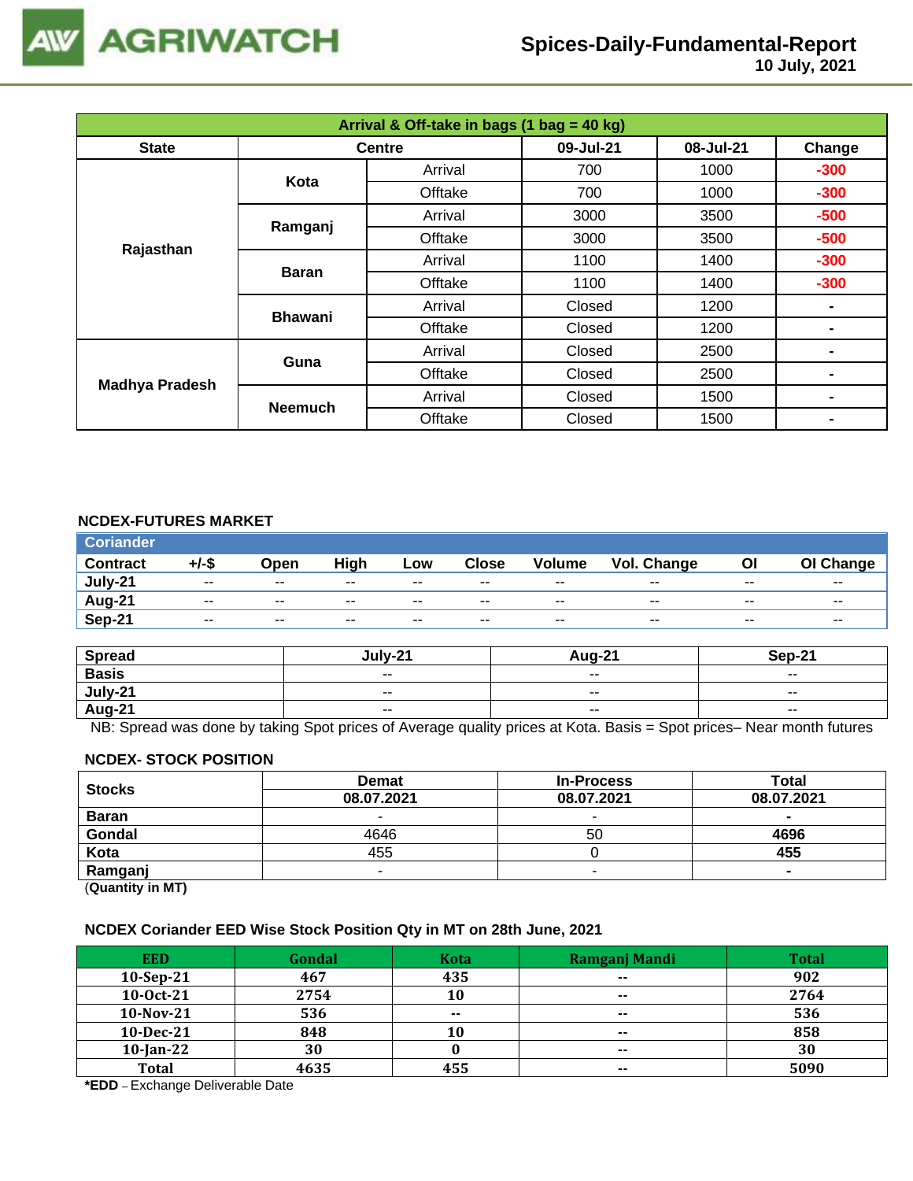| Arrival & Off-take in bags (1 bag = 40 kg) | | | | | |
|---|---|---|---|---|---|
| State | Centre | | 09-Jul-21 | 08-Jul-21 | Change |
| Rajasthan | Kota | Arrival | 700 | 1000 | -300 |
| | | Offtake | 700 | 1000 | -300 |
| | Ramganj | Arrival | 3000 | 3500 | -500 |
| | | Offtake | 3000 | 3500 | -500 |
| | Baran | Arrival | 1100 | 1400 | -300 |
| | | Offtake | 1100 | 1400 | -300 |
| | Bhawani | Arrival | Closed | 1200 | - |
| | | Offtake | Closed | 1200 | - |
| Madhya Pradesh | Guna | Arrival | Closed | 2500 | - |
| | | Offtake | Closed | 2500 | - |
| | Neemuch | Arrival | Closed | 1500 | - |
| | | Offtake | Closed | 1500 | - |

## NCDEX-FUTURES MARKET

| Coriander | | | | | | | | | |
|---|---|---|---|---|---|---|---|---|---|
| Contract | +/-$ | Open | High | Low | Close | Volume | Vol. Change | OI | OI Change |
| July-21 | -- | -- | -- | -- | -- | -- | -- | -- | -- |
| Aug-21 | -- | -- | -- | -- | -- | -- | -- | -- | -- |
| Sep-21 | -- | -- | -- | -- | -- | -- | -- | -- | -- |

| Spread | July-21 | Aug-21 | Sep-21 |
|---|---|---|---|
| Basis | -- | -- | -- |
| July-21 | -- | -- | -- |
| Aug-21 | -- | -- | -- |

NB: Spread was done by taking Spot prices of Average quality prices at Kota. Basis = Spot prices– Near month futures

## NCDEX- STOCK POSITION

| Stocks | Demat | In-Process | Total |
|---|---|---|---|
| | 08.07.2021 | 08.07.2021 | 08.07.2021 |
| Baran | - | - | - |
| Gondal | 4646 | 50 | **4696** |
| Kota | 455 | 0 | **455** |
| Ramganj | - | - | - |

(**Quantity in MT)**

## NCDEX Coriander EED Wise Stock Position Qty in MT on 28th June, 2021

| EED | Gondal | Kota | Ramganj Mandi | Total |
|---|---|---|---|---|
| 10-Sep-21 | 467 | 435 | -- | 902 |
| 10-Oct-21 | 2754 | 10 | -- | 2764 |
| 10-Nov-21 | 536 | -- | -- | 536 |
| 10-Dec-21 | 848 | 10 | -- | 858 |
| 10-Jan-22 | 30 | 0 | -- | 30 |
| Total | 4635 | 455 | -- | 5090 |

***EDD** – Exchange Deliverable Date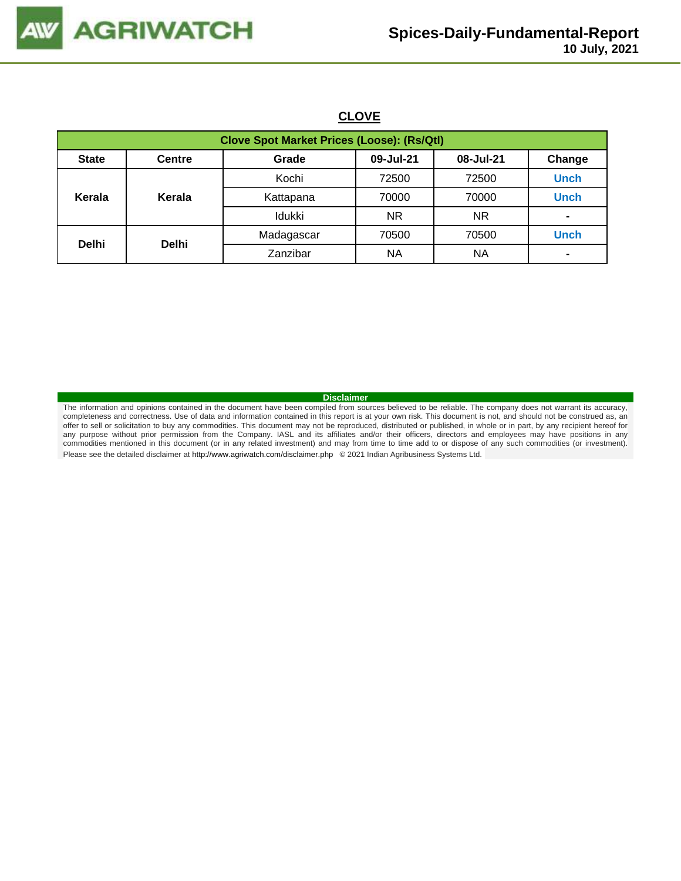## CLOVE

| Clove Spot Market Prices (Loose): (Rs/Qtl) | | | | | |
|---|---|---|---|---|---|
| **State** | **Centre** | **Grade** | **09-Jul-21** | **08-Jul-21** | **Change** |
| **Kerala** | **Kerala** | Kochi | 72500 | 72500 | **Unch** |
| | | Kattapana | 70000 | 70000 | **Unch** |
| | | Idukki | NR | NR | **-** |
| **Delhi** | **Delhi** | Madagascar | 70500 | 70500 | **Unch** |
| | | Zanzibar | NA | NA | **-** |

**Disclaimer**

The information and opinions contained in the document have been compiled from sources believed to be reliable. The company does not warrant its accuracy, completeness and correctness. Use of data and information contained in this report is at your own risk. This document is not, and should not be construed as, an offer to sell or solicitation to buy any commodities. This document may not be reproduced, distributed or published, in whole or in part, by any recipient hereof for any purpose without prior permission from the Company. IASL and its affiliates and/or their officers, directors and employees may have positions in any commodities mentioned in this document (or in any related investment) and may from time to time add to or dispose of any such commodities (or investment). Please see the detailed disclaimer at http://www.agriwatch.com/disclaimer.php © 2021 Indian Agribusiness Systems Ltd.